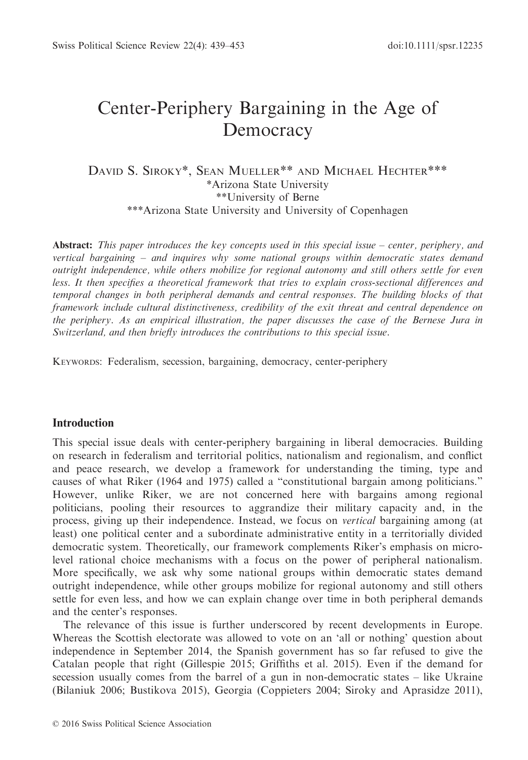# Center-Periphery Bargaining in the Age of Democracy

David S. Siroky*, Sean Mueller** and Michael Hechter***

*Arizona State University

**University of Berne

***Arizona State University and University of Copenhagen

**Abstract:** *This paper introduces the key concepts used in this special issue – center, periphery, and vertical bargaining – and inquires why some national groups within democratic states demand outright independence, while others mobilize for regional autonomy and still others settle for even less. It then specifies a theoretical framework that tries to explain cross-sectional differences and temporal changes in both peripheral demands and central responses. The building blocks of that framework include cultural distinctiveness, credibility of the exit threat and central dependence on the periphery. As an empirical illustration, the paper discusses the case of the Bernese Jura in Switzerland, and then briefly introduces the contributions to this special issue.*

Keywords: Federalism, secession, bargaining, democracy, center-periphery

## Introduction

This special issue deals with center-periphery bargaining in liberal democracies. Building on research in federalism and territorial politics, nationalism and regionalism, and conflict and peace research, we develop a framework for understanding the timing, type and causes of what Riker (1964 and 1975) called a "constitutional bargain among politicians." However, unlike Riker, we are not concerned here with bargains among regional politicians, pooling their resources to aggrandize their military capacity and, in the process, giving up their independence. Instead, we focus on *vertical* bargaining among (at least) one political center and a subordinate administrative entity in a territorially divided democratic system. Theoretically, our framework complements Riker's emphasis on micro-level rational choice mechanisms with a focus on the power of peripheral nationalism. More specifically, we ask why some national groups within democratic states demand outright independence, while other groups mobilize for regional autonomy and still others settle for even less, and how we can explain change over time in both peripheral demands and the center's responses.

The relevance of this issue is further underscored by recent developments in Europe. Whereas the Scottish electorate was allowed to vote on an 'all or nothing' question about independence in September 2014, the Spanish government has so far refused to give the Catalan people that right (Gillespie 2015; Griffiths et al. 2015). Even if the demand for secession usually comes from the barrel of a gun in non-democratic states – like Ukraine (Bilaniuk 2006; Bustikova 2015), Georgia (Coppieters 2004; Siroky and Aprasidze 2011),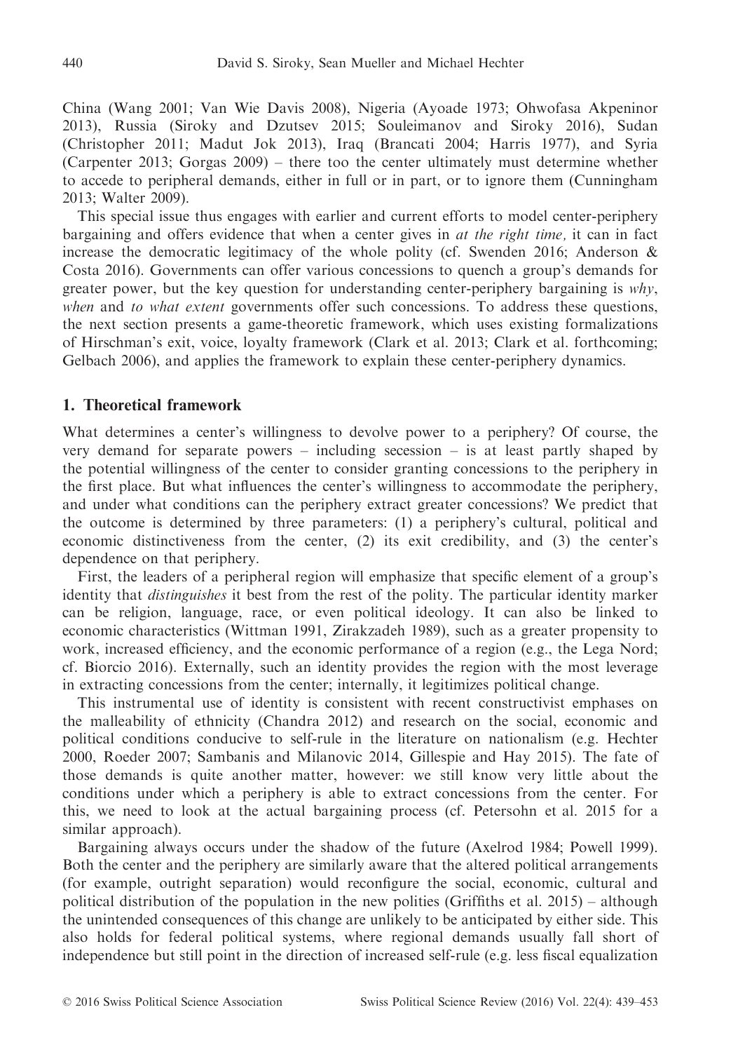China (Wang 2001; Van Wie Davis 2008), Nigeria (Ayoade 1973; Ohwofasa Akpeninor 2013), Russia (Siroky and Dzutsev 2015; Souleimanov and Siroky 2016), Sudan (Christopher 2011; Madut Jok 2013), Iraq (Brancati 2004; Harris 1977), and Syria (Carpenter 2013; Gorgas 2009) – there too the center ultimately must determine whether to accede to peripheral demands, either in full or in part, or to ignore them (Cunningham 2013; Walter 2009).

This special issue thus engages with earlier and current efforts to model center-periphery bargaining and offers evidence that when a center gives in *at the right time,* it can in fact increase the democratic legitimacy of the whole polity (cf. Swenden 2016; Anderson & Costa 2016). Governments can offer various concessions to quench a group's demands for greater power, but the key question for understanding center-periphery bargaining is *why*, *when* and *to what extent* governments offer such concessions. To address these questions, the next section presents a game-theoretic framework, which uses existing formalizations of Hirschman's exit, voice, loyalty framework (Clark et al. 2013; Clark et al. forthcoming; Gelbach 2006), and applies the framework to explain these center-periphery dynamics.

## 1. Theoretical framework

What determines a center's willingness to devolve power to a periphery? Of course, the very demand for separate powers – including secession – is at least partly shaped by the potential willingness of the center to consider granting concessions to the periphery in the first place. But what influences the center's willingness to accommodate the periphery, and under what conditions can the periphery extract greater concessions? We predict that the outcome is determined by three parameters: (1) a periphery's cultural, political and economic distinctiveness from the center, (2) its exit credibility, and (3) the center's dependence on that periphery.

First, the leaders of a peripheral region will emphasize that specific element of a group's identity that *distinguishes* it best from the rest of the polity. The particular identity marker can be religion, language, race, or even political ideology. It can also be linked to economic characteristics (Wittman 1991, Zirakzadeh 1989), such as a greater propensity to work, increased efficiency, and the economic performance of a region (e.g., the Lega Nord; cf. Biorcio 2016). Externally, such an identity provides the region with the most leverage in extracting concessions from the center; internally, it legitimizes political change.

This instrumental use of identity is consistent with recent constructivist emphases on the malleability of ethnicity (Chandra 2012) and research on the social, economic and political conditions conducive to self-rule in the literature on nationalism (e.g. Hechter 2000, Roeder 2007; Sambanis and Milanovic 2014, Gillespie and Hay 2015). The fate of those demands is quite another matter, however: we still know very little about the conditions under which a periphery is able to extract concessions from the center. For this, we need to look at the actual bargaining process (cf. Petersohn et al. 2015 for a similar approach).

Bargaining always occurs under the shadow of the future (Axelrod 1984; Powell 1999). Both the center and the periphery are similarly aware that the altered political arrangements (for example, outright separation) would reconfigure the social, economic, cultural and political distribution of the population in the new polities (Griffiths et al. 2015) – although the unintended consequences of this change are unlikely to be anticipated by either side. This also holds for federal political systems, where regional demands usually fall short of independence but still point in the direction of increased self-rule (e.g. less fiscal equalization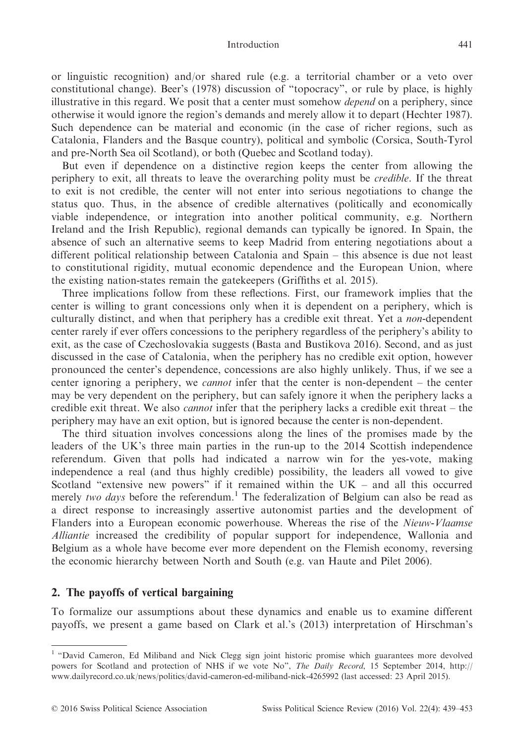or linguistic recognition) and/or shared rule (e.g. a territorial chamber or a veto over constitutional change). Beer's (1978) discussion of "topocracy", or rule by place, is highly illustrative in this regard. We posit that a center must somehow *depend* on a periphery, since otherwise it would ignore the region's demands and merely allow it to depart (Hechter 1987). Such dependence can be material and economic (in the case of richer regions, such as Catalonia, Flanders and the Basque country), political and symbolic (Corsica, South-Tyrol and pre-North Sea oil Scotland), or both (Quebec and Scotland today).

But even if dependence on a distinctive region keeps the center from allowing the periphery to exit, all threats to leave the overarching polity must be *credible*. If the threat to exit is not credible, the center will not enter into serious negotiations to change the status quo. Thus, in the absence of credible alternatives (politically and economically viable independence, or integration into another political community, e.g. Northern Ireland and the Irish Republic), regional demands can typically be ignored. In Spain, the absence of such an alternative seems to keep Madrid from entering negotiations about a different political relationship between Catalonia and Spain – this absence is due not least to constitutional rigidity, mutual economic dependence and the European Union, where the existing nation-states remain the gatekeepers (Griffiths et al. 2015).

Three implications follow from these reflections. First, our framework implies that the center is willing to grant concessions only when it is dependent on a periphery, which is culturally distinct, and when that periphery has a credible exit threat. Yet a *non*-dependent center rarely if ever offers concessions to the periphery regardless of the periphery's ability to exit, as the case of Czechoslovakia suggests (Basta and Bustikova 2016). Second, and as just discussed in the case of Catalonia, when the periphery has no credible exit option, however pronounced the center's dependence, concessions are also highly unlikely. Thus, if we see a center ignoring a periphery, we *cannot* infer that the center is non-dependent – the center may be very dependent on the periphery, but can safely ignore it when the periphery lacks a credible exit threat. We also *cannot* infer that the periphery lacks a credible exit threat – the periphery may have an exit option, but is ignored because the center is non-dependent.

The third situation involves concessions along the lines of the promises made by the leaders of the UK's three main parties in the run-up to the 2014 Scottish independence referendum. Given that polls had indicated a narrow win for the yes-vote, making independence a real (and thus highly credible) possibility, the leaders all vowed to give Scotland "extensive new powers" if it remained within the UK – and all this occurred merely *two days* before the referendum.[1] The federalization of Belgium can also be read as a direct response to increasingly assertive autonomist parties and the development of Flanders into a European economic powerhouse. Whereas the rise of the *Nieuw-Vlaamse Alliantie* increased the credibility of popular support for independence, Wallonia and Belgium as a whole have become ever more dependent on the Flemish economy, reversing the economic hierarchy between North and South (e.g. van Haute and Pilet 2006).

## 2. The payoffs of vertical bargaining

To formalize our assumptions about these dynamics and enable us to examine different payoffs, we present a game based on Clark et al.'s (2013) interpretation of Hirschman's

---

[1] "David Cameron, Ed Miliband and Nick Clegg sign joint historic promise which guarantees more devolved powers for Scotland and protection of NHS if we vote No", *The Daily Record*, 15 September 2014, http://www.dailyrecord.co.uk/news/politics/david-cameron-ed-miliband-nick-4265992 (last accessed: 23 April 2015).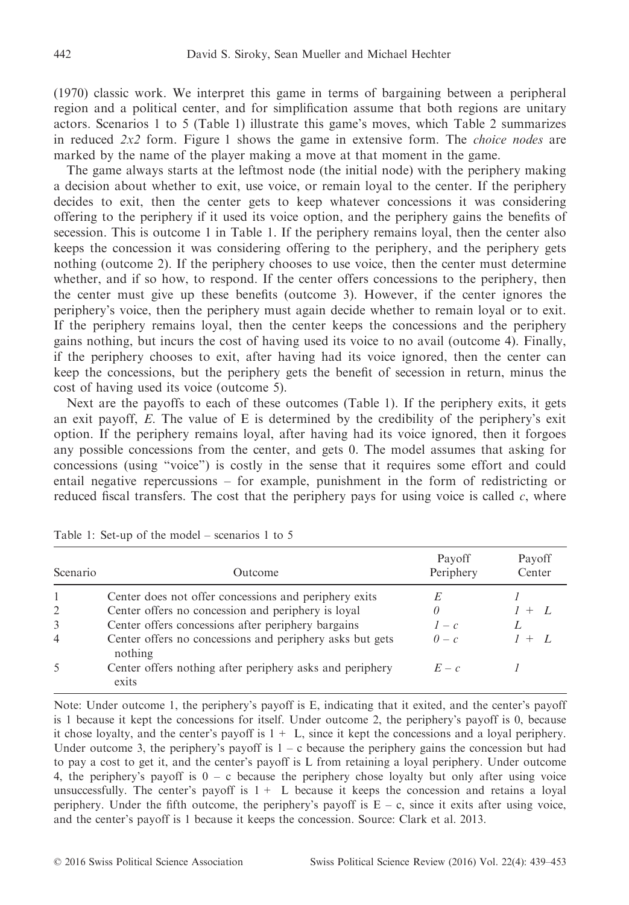(1970) classic work. We interpret this game in terms of bargaining between a peripheral region and a political center, and for simplification assume that both regions are unitary actors. Scenarios 1 to 5 (Table 1) illustrate this game's moves, which Table 2 summarizes in reduced *2x2* form. Figure 1 shows the game in extensive form. The *choice nodes* are marked by the name of the player making a move at that moment in the game.

The game always starts at the leftmost node (the initial node) with the periphery making a decision about whether to exit, use voice, or remain loyal to the center. If the periphery decides to exit, then the center gets to keep whatever concessions it was considering offering to the periphery if it used its voice option, and the periphery gains the benefits of secession. This is outcome 1 in Table 1. If the periphery remains loyal, then the center also keeps the concession it was considering offering to the periphery, and the periphery gets nothing (outcome 2). If the periphery chooses to use voice, then the center must determine whether, and if so how, to respond. If the center offers concessions to the periphery, then the center must give up these benefits (outcome 3). However, if the center ignores the periphery's voice, then the periphery must again decide whether to remain loyal or to exit. If the periphery remains loyal, then the center keeps the concessions and the periphery gains nothing, but incurs the cost of having used its voice to no avail (outcome 4). Finally, if the periphery chooses to exit, after having had its voice ignored, then the center can keep the concessions, but the periphery gets the benefit of secession in return, minus the cost of having used its voice (outcome 5).

Next are the payoffs to each of these outcomes (Table 1). If the periphery exits, it gets an exit payoff, *E*. The value of E is determined by the credibility of the periphery's exit option. If the periphery remains loyal, after having had its voice ignored, then it forgoes any possible concessions from the center, and gets 0. The model assumes that asking for concessions (using "voice") is costly in the sense that it requires some effort and could entail negative repercussions – for example, punishment in the form of redistricting or reduced fiscal transfers. The cost that the periphery pays for using voice is called *c*, where

Table 1: Set-up of the model – scenarios 1 to 5

| Scenario | Outcome | Payoff Periphery | Payoff Center |
|---|---|---|---|
| 1 | Center does not offer concessions and periphery exits | $E$ | $1$ |
| 2 | Center offers no concession and periphery is loyal | $0$ | $1 + L$ |
| 3 | Center offers concessions after periphery bargains | $1 - c$ | $L$ |
| 4 | Center offers no concessions and periphery asks but gets nothing | $0 - c$ | $1 + L$ |
| 5 | Center offers nothing after periphery asks and periphery exits | $E - c$ | $1$ |

Note: Under outcome 1, the periphery's payoff is E, indicating that it exited, and the center's payoff is 1 because it kept the concessions for itself. Under outcome 2, the periphery's payoff is 0, because it chose loyalty, and the center's payoff is 1 + L, since it kept the concessions and a loyal periphery. Under outcome 3, the periphery's payoff is 1 – c because the periphery gains the concession but had to pay a cost to get it, and the center's payoff is L from retaining a loyal periphery. Under outcome 4, the periphery's payoff is 0 – c because the periphery chose loyalty but only after using voice unsuccessfully. The center's payoff is 1 + L because it keeps the concession and retains a loyal periphery. Under the fifth outcome, the periphery's payoff is E – c, since it exits after using voice, and the center's payoff is 1 because it keeps the concession. Source: Clark et al. 2013.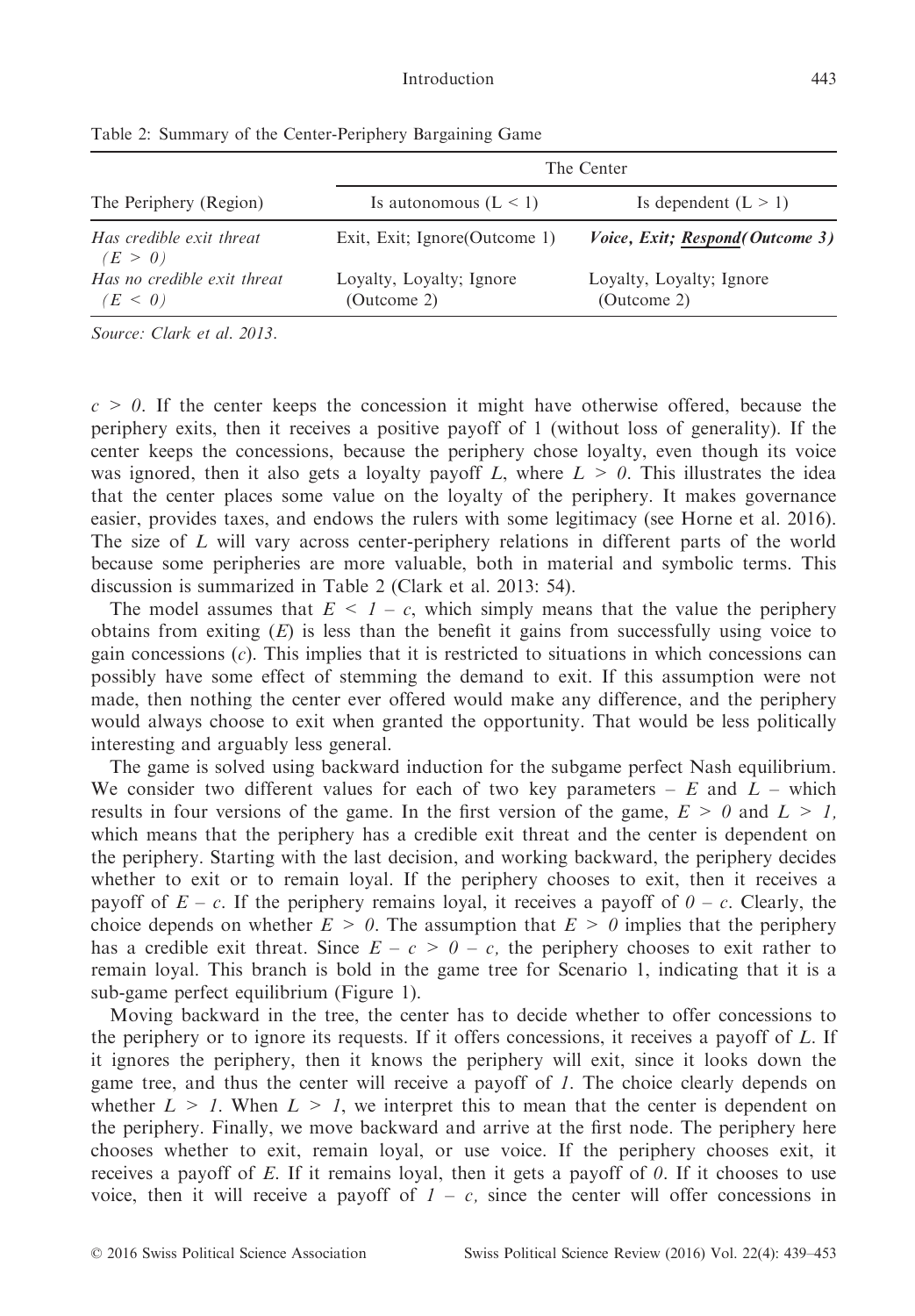Table 2: Summary of the Center-Periphery Bargaining Game

| The Periphery (Region) | The Center | |
|---|---|---|
| | Is autonomous ($L < 1$) | Is dependent ($L > 1$) |
| *Has credible exit threat ($E > 0$)* | Exit, Exit; Ignore(Outcome 1) | ***Voice, Exit; Respond(Outcome 3)*** |
| *Has no credible exit threat ($E < 0$)* | Loyalty, Loyalty; Ignore (Outcome 2) | Loyalty, Loyalty; Ignore (Outcome 2) |

*Source: Clark et al. 2013.*

$c > 0$. If the center keeps the concession it might have otherwise offered, because the periphery exits, then it receives a positive payoff of 1 (without loss of generality). If the center keeps the concessions, because the periphery chose loyalty, even though its voice was ignored, then it also gets a loyalty payoff $L$, where $L > 0$. This illustrates the idea that the center places some value on the loyalty of the periphery. It makes governance easier, provides taxes, and endows the rulers with some legitimacy (see Horne et al. 2016). The size of $L$ will vary across center-periphery relations in different parts of the world because some peripheries are more valuable, both in material and symbolic terms. This discussion is summarized in Table 2 (Clark et al. 2013: 54).

The model assumes that $E < 1 - c$, which simply means that the value the periphery obtains from exiting ($E$) is less than the benefit it gains from successfully using voice to gain concessions ($c$). This implies that it is restricted to situations in which concessions can possibly have some effect of stemming the demand to exit. If this assumption were not made, then nothing the center ever offered would make any difference, and the periphery would always choose to exit when granted the opportunity. That would be less politically interesting and arguably less general.

The game is solved using backward induction for the subgame perfect Nash equilibrium. We consider two different values for each of two key parameters – $E$ and $L$ – which results in four versions of the game. In the first version of the game, $E > 0$ and $L > 1$, which means that the periphery has a credible exit threat and the center is dependent on the periphery. Starting with the last decision, and working backward, the periphery decides whether to exit or to remain loyal. If the periphery chooses to exit, then it receives a payoff of $E - c$. If the periphery remains loyal, it receives a payoff of $0 - c$. Clearly, the choice depends on whether $E > 0$. The assumption that $E > 0$ implies that the periphery has a credible exit threat. Since $E - c > 0 - c$, the periphery chooses to exit rather to remain loyal. This branch is bold in the game tree for Scenario 1, indicating that it is a sub-game perfect equilibrium (Figure 1).

Moving backward in the tree, the center has to decide whether to offer concessions to the periphery or to ignore its requests. If it offers concessions, it receives a payoff of $L$. If it ignores the periphery, then it knows the periphery will exit, since it looks down the game tree, and thus the center will receive a payoff of $1$. The choice clearly depends on whether $L > 1$. When $L > 1$, we interpret this to mean that the center is dependent on the periphery. Finally, we move backward and arrive at the first node. The periphery here chooses whether to exit, remain loyal, or use voice. If the periphery chooses exit, it receives a payoff of $E$. If it remains loyal, then it gets a payoff of $0$. If it chooses to use voice, then it will receive a payoff of $1 - c$, since the center will offer concessions in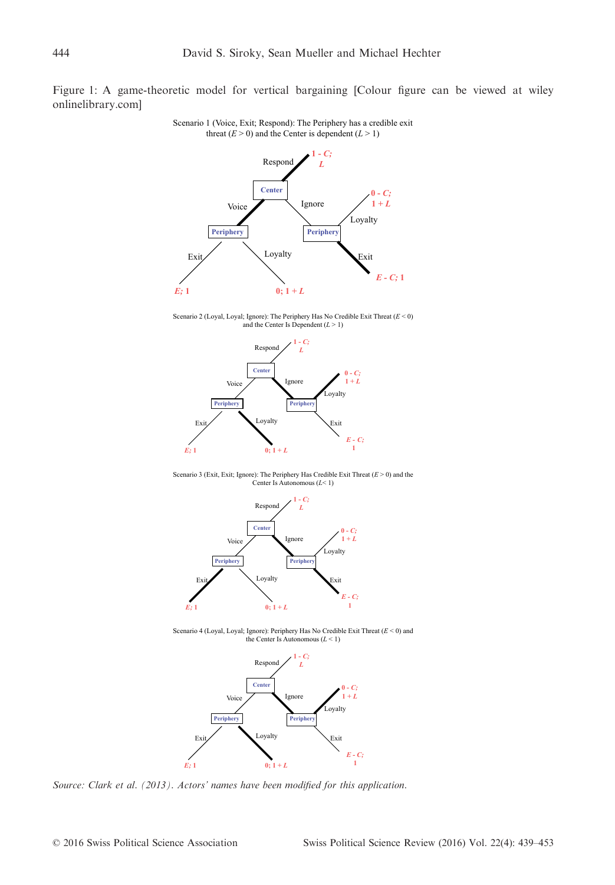Figure 1: A game-theoretic model for vertical bargaining [Colour figure can be viewed at wileyonlinelibrary.com]

Scenario 1 (Voice, Exit; Respond): The Periphery has a credible exit threat ($E > 0$) and the Center is dependent ($L > 1$)

Scenario 2 (Loyal, Loyal; Ignore): The Periphery Has No Credible Exit Threat ($E < 0$) and the Center Is Dependent ($L > 1$)

Scenario 3 (Exit, Exit; Ignore): The Periphery Has Credible Exit Threat ($E > 0$) and the Center Is Autonomous ($L < 1$)

Scenario 4 (Loyal, Loyal; Ignore): Periphery Has No Credible Exit Threat ($E < 0$) and the Center Is Autonomous ($L < 1$)

*Source: Clark et al. (2013). Actors' names have been modified for this application.*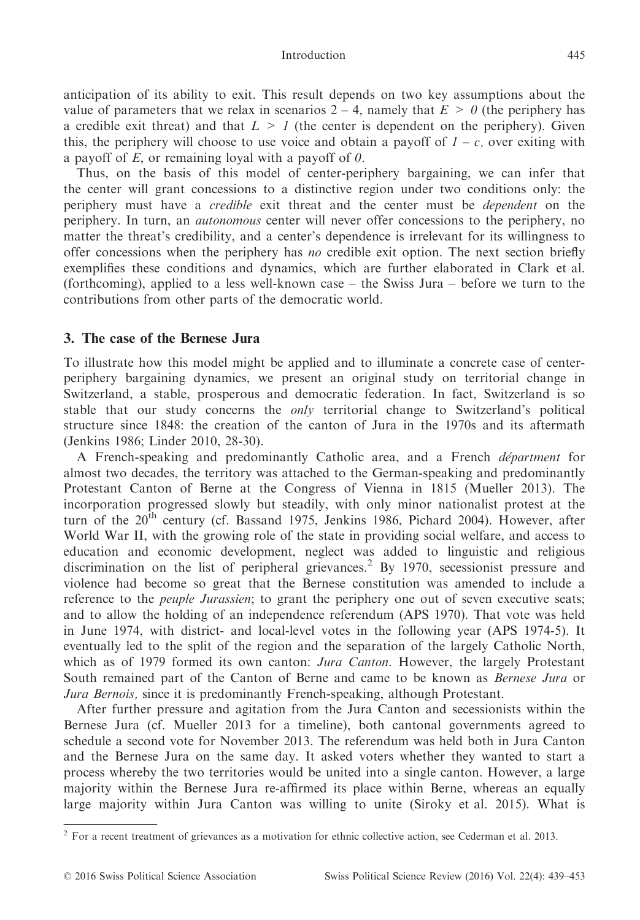anticipation of its ability to exit. This result depends on two key assumptions about the value of parameters that we relax in scenarios 2 – 4, namely that $E > 0$ (the periphery has a credible exit threat) and that $L > 1$ (the center is dependent on the periphery). Given this, the periphery will choose to use voice and obtain a payoff of $1 - c$, over exiting with a payoff of $E$, or remaining loyal with a payoff of $0$.

Thus, on the basis of this model of center-periphery bargaining, we can infer that the center will grant concessions to a distinctive region under two conditions only: the periphery must have a *credible* exit threat and the center must be *dependent* on the periphery. In turn, an *autonomous* center will never offer concessions to the periphery, no matter the threat's credibility, and a center's dependence is irrelevant for its willingness to offer concessions when the periphery has *no* credible exit option. The next section briefly exemplifies these conditions and dynamics, which are further elaborated in Clark et al. (forthcoming), applied to a less well-known case – the Swiss Jura – before we turn to the contributions from other parts of the democratic world.

## 3. The case of the Bernese Jura

To illustrate how this model might be applied and to illuminate a concrete case of center-periphery bargaining dynamics, we present an original study on territorial change in Switzerland, a stable, prosperous and democratic federation. In fact, Switzerland is so stable that our study concerns the *only* territorial change to Switzerland's political structure since 1848: the creation of the canton of Jura in the 1970s and its aftermath (Jenkins 1986; Linder 2010, 28-30).

A French-speaking and predominantly Catholic area, and a French *départment* for almost two decades, the territory was attached to the German-speaking and predominantly Protestant Canton of Berne at the Congress of Vienna in 1815 (Mueller 2013). The incorporation progressed slowly but steadily, with only minor nationalist protest at the turn of the 20th century (cf. Bassand 1975, Jenkins 1986, Pichard 2004). However, after World War II, with the growing role of the state in providing social welfare, and access to education and economic development, neglect was added to linguistic and religious discrimination on the list of peripheral grievances.[2] By 1970, secessionist pressure and violence had become so great that the Bernese constitution was amended to include a reference to the *peuple Jurassien*; to grant the periphery one out of seven executive seats; and to allow the holding of an independence referendum (APS 1970). That vote was held in June 1974, with district- and local-level votes in the following year (APS 1974-5). It eventually led to the split of the region and the separation of the largely Catholic North, which as of 1979 formed its own canton: *Jura Canton*. However, the largely Protestant South remained part of the Canton of Berne and came to be known as *Bernese Jura* or *Jura Bernois,* since it is predominantly French-speaking, although Protestant.

After further pressure and agitation from the Jura Canton and secessionists within the Bernese Jura (cf. Mueller 2013 for a timeline), both cantonal governments agreed to schedule a second vote for November 2013. The referendum was held both in Jura Canton and the Bernese Jura on the same day. It asked voters whether they wanted to start a process whereby the two territories would be united into a single canton. However, a large majority within the Bernese Jura re-affirmed its place within Berne, whereas an equally large majority within Jura Canton was willing to unite (Siroky et al. 2015). What is

[2] For a recent treatment of grievances as a motivation for ethnic collective action, see Cederman et al. 2013.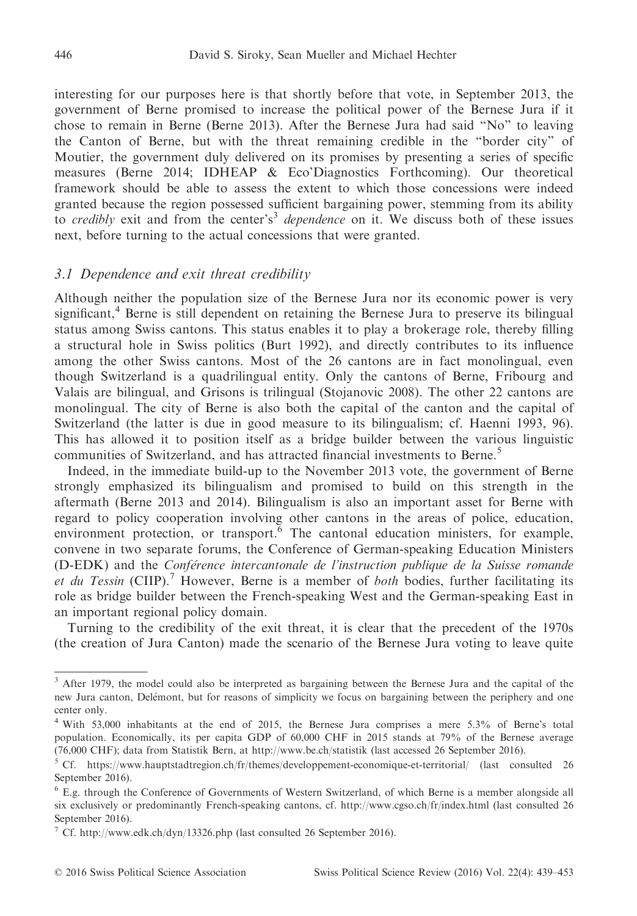interesting for our purposes here is that shortly before that vote, in September 2013, the government of Berne promised to increase the political power of the Bernese Jura if it chose to remain in Berne (Berne 2013). After the Bernese Jura had said "No" to leaving the Canton of Berne, but with the threat remaining credible in the "border city" of Moutier, the government duly delivered on its promises by presenting a series of specific measures (Berne 2014; IDHEAP & Eco'Diagnostics Forthcoming). Our theoretical framework should be able to assess the extent to which those concessions were indeed granted because the region possessed sufficient bargaining power, stemming from its ability to *credibly* exit and from the center's[3] *dependence* on it. We discuss both of these issues next, before turning to the actual concessions that were granted.

### *3.1 Dependence and exit threat credibility*

Although neither the population size of the Bernese Jura nor its economic power is very significant,[4] Berne is still dependent on retaining the Bernese Jura to preserve its bilingual status among Swiss cantons. This status enables it to play a brokerage role, thereby filling a structural hole in Swiss politics (Burt 1992), and directly contributes to its influence among the other Swiss cantons. Most of the 26 cantons are in fact monolingual, even though Switzerland is a quadrilingual entity. Only the cantons of Berne, Fribourg and Valais are bilingual, and Grisons is trilingual (Stojanovic 2008). The other 22 cantons are monolingual. The city of Berne is also both the capital of the canton and the capital of Switzerland (the latter is due in good measure to its bilingualism; cf. Haenni 1993, 96). This has allowed it to position itself as a bridge builder between the various linguistic communities of Switzerland, and has attracted financial investments to Berne.[5]

Indeed, in the immediate build-up to the November 2013 vote, the government of Berne strongly emphasized its bilingualism and promised to build on this strength in the aftermath (Berne 2013 and 2014). Bilingualism is also an important asset for Berne with regard to policy cooperation involving other cantons in the areas of police, education, environment protection, or transport.[6] The cantonal education ministers, for example, convene in two separate forums, the Conference of German-speaking Education Ministers (D-EDK) and the *Conférence intercantonale de l'instruction publique de la Suisse romande et du Tessin* (CIIP).[7] However, Berne is a member of *both* bodies, further facilitating its role as bridge builder between the French-speaking West and the German-speaking East in an important regional policy domain.

Turning to the credibility of the exit threat, it is clear that the precedent of the 1970s (the creation of Jura Canton) made the scenario of the Bernese Jura voting to leave quite

---

[3] After 1979, the model could also be interpreted as bargaining between the Bernese Jura and the capital of the new Jura canton, Delémont, but for reasons of simplicity we focus on bargaining between the periphery and one center only.

[4] With 53,000 inhabitants at the end of 2015, the Bernese Jura comprises a mere 5.3% of Berne's total population. Economically, its per capita GDP of 60,000 CHF in 2015 stands at 79% of the Bernese average (76,000 CHF); data from Statistik Bern, at http://www.be.ch/statistik (last accessed 26 September 2016).

[5] Cf. https://www.hauptstadtregion.ch/fr/themes/developpement-economique-et-territorial/ (last consulted 26 September 2016).

[6] E.g. through the Conference of Governments of Western Switzerland, of which Berne is a member alongside all six exclusively or predominantly French-speaking cantons, cf. http://www.cgso.ch/fr/index.html (last consulted 26 September 2016).

[7] Cf. http://www.edk.ch/dyn/13326.php (last consulted 26 September 2016).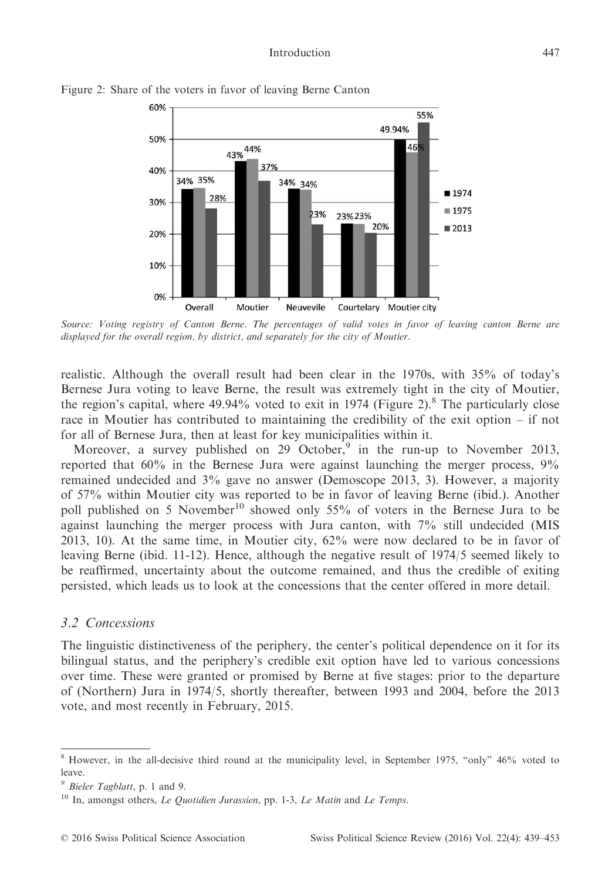Figure 2: Share of the voters in favor of leaving Berne Canton

| | 1974 | 1975 | 2013 |
|---|---|---|---|
| Overall | 34% | 35% | 28% |
| Moutier | 43% | 44% | 37% |
| Neuvevile | 34% | 34% | 23% |
| Courtelary | 23% | 23% | 20% |
| Moutier city | 49.94% | 46% | 55% |

*Source: Voting registry of Canton Berne. The percentages of valid votes in favor of leaving canton Berne are displayed for the overall region, by district, and separately for the city of Moutier.*

realistic. Although the overall result had been clear in the 1970s, with 35% of today's Bernese Jura voting to leave Berne, the result was extremely tight in the city of Moutier, the region's capital, where 49.94% voted to exit in 1974 (Figure 2).[8] The particularly close race in Moutier has contributed to maintaining the credibility of the exit option – if not for all of Bernese Jura, then at least for key municipalities within it.

Moreover, a survey published on 29 October,[9] in the run-up to November 2013, reported that 60% in the Bernese Jura were against launching the merger process, 9% remained undecided and 3% gave no answer (Demoscope 2013, 3). However, a majority of 57% within Moutier city was reported to be in favor of leaving Berne (ibid.). Another poll published on 5 November[10] showed only 55% of voters in the Bernese Jura to be against launching the merger process with Jura canton, with 7% still undecided (MIS 2013, 10). At the same time, in Moutier city, 62% were now declared to be in favor of leaving Berne (ibid. 11-12). Hence, although the negative result of 1974/5 seemed likely to be reaffirmed, uncertainty about the outcome remained, and thus the credible of exiting persisted, which leads us to look at the concessions that the center offered in more detail.

### *3.2 Concessions*

The linguistic distinctiveness of the periphery, the center's political dependence on it for its bilingual status, and the periphery's credible exit option have led to various concessions over time. These were granted or promised by Berne at five stages: prior to the departure of (Northern) Jura in 1974/5, shortly thereafter, between 1993 and 2004, before the 2013 vote, and most recently in February, 2015.

---

[8] However, in the all-decisive third round at the municipality level, in September 1975, "only" 46% voted to leave.

[9] *Bieler Tagblatt*, p. 1 and 9.

[10] In, amongst others, *Le Quotidien Jurassien*, pp. 1-3, *Le Matin* and *Le Temps*.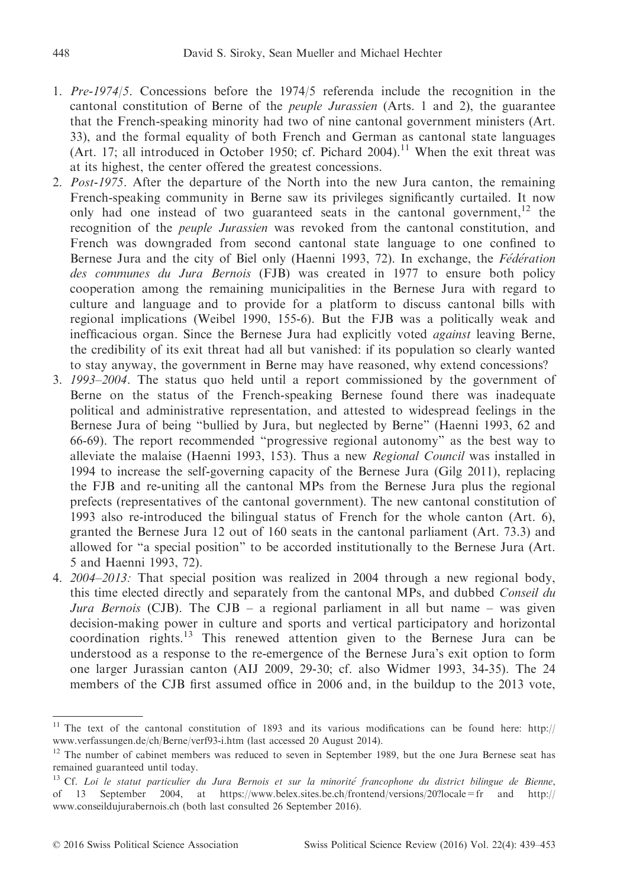1. *Pre-1974/5*. Concessions before the 1974/5 referenda include the recognition in the cantonal constitution of Berne of the *peuple Jurassien* (Arts. 1 and 2), the guarantee that the French-speaking minority had two of nine cantonal government ministers (Art. 33), and the formal equality of both French and German as cantonal state languages (Art. 17; all introduced in October 1950; cf. Pichard 2004).[11] When the exit threat was at its highest, the center offered the greatest concessions.
2. *Post-1975*. After the departure of the North into the new Jura canton, the remaining French-speaking community in Berne saw its privileges significantly curtailed. It now only had one instead of two guaranteed seats in the cantonal government,[12] the recognition of the *peuple Jurassien* was revoked from the cantonal constitution, and French was downgraded from second cantonal state language to one confined to Bernese Jura and the city of Biel only (Haenni 1993, 72). In exchange, the *Fédération des communes du Jura Bernois* (FJB) was created in 1977 to ensure both policy cooperation among the remaining municipalities in the Bernese Jura with regard to culture and language and to provide for a platform to discuss cantonal bills with regional implications (Weibel 1990, 155-6). But the FJB was a politically weak and inefficacious organ. Since the Bernese Jura had explicitly voted *against* leaving Berne, the credibility of its exit threat had all but vanished: if its population so clearly wanted to stay anyway, the government in Berne may have reasoned, why extend concessions?
3. *1993–2004*. The status quo held until a report commissioned by the government of Berne on the status of the French-speaking Bernese found there was inadequate political and administrative representation, and attested to widespread feelings in the Bernese Jura of being "bullied by Jura, but neglected by Berne" (Haenni 1993, 62 and 66-69). The report recommended "progressive regional autonomy" as the best way to alleviate the malaise (Haenni 1993, 153). Thus a new *Regional Council* was installed in 1994 to increase the self-governing capacity of the Bernese Jura (Gilg 2011), replacing the FJB and re-uniting all the cantonal MPs from the Bernese Jura plus the regional prefects (representatives of the cantonal government). The new cantonal constitution of 1993 also re-introduced the bilingual status of French for the whole canton (Art. 6), granted the Bernese Jura 12 out of 160 seats in the cantonal parliament (Art. 73.3) and allowed for "a special position" to be accorded institutionally to the Bernese Jura (Art. 5 and Haenni 1993, 72).
4. *2004–2013:* That special position was realized in 2004 through a new regional body, this time elected directly and separately from the cantonal MPs, and dubbed *Conseil du Jura Bernois* (CJB). The CJB – a regional parliament in all but name – was given decision-making power in culture and sports and vertical participatory and horizontal coordination rights.[13] This renewed attention given to the Bernese Jura can be understood as a response to the re-emergence of the Bernese Jura's exit option to form one larger Jurassian canton (AIJ 2009, 29-30; cf. also Widmer 1993, 34-35). The 24 members of the CJB first assumed office in 2006 and, in the buildup to the 2013 vote,

---

[11] The text of the cantonal constitution of 1893 and its various modifications can be found here: http://www.verfassungen.de/ch/Berne/verf93-i.htm (last accessed 20 August 2014).

[12] The number of cabinet members was reduced to seven in September 1989, but the one Jura Bernese seat has remained guaranteed until today.

[13] Cf. *Loi le statut particulier du Jura Bernois et sur la minorité francophone du district bilingue de Bienne*, of 13 September 2004, at https://www.belex.sites.be.ch/frontend/versions/20?locale=fr and http://www.conseildujurabernois.ch (both last consulted 26 September 2016).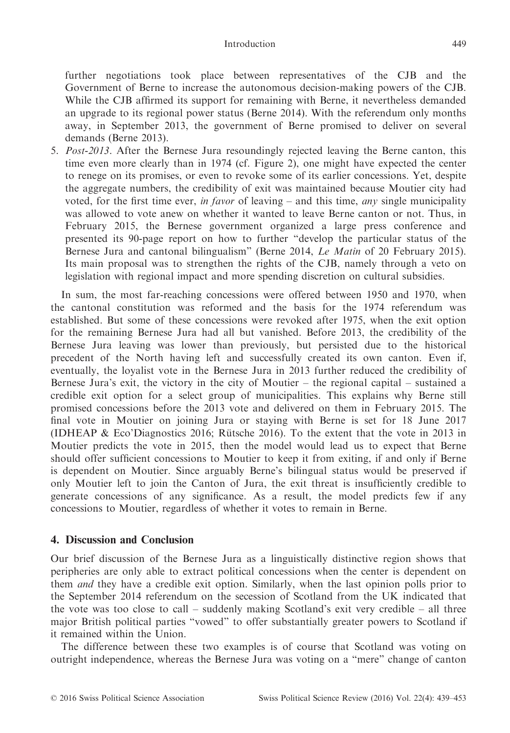further negotiations took place between representatives of the CJB and the Government of Berne to increase the autonomous decision-making powers of the CJB. While the CJB affirmed its support for remaining with Berne, it nevertheless demanded an upgrade to its regional power status (Berne 2014). With the referendum only months away, in September 2013, the government of Berne promised to deliver on several demands (Berne 2013).

5. *Post-2013*. After the Bernese Jura resoundingly rejected leaving the Berne canton, this time even more clearly than in 1974 (cf. Figure 2), one might have expected the center to renege on its promises, or even to revoke some of its earlier concessions. Yet, despite the aggregate numbers, the credibility of exit was maintained because Moutier city had voted, for the first time ever, *in favor* of leaving – and this time, *any* single municipality was allowed to vote anew on whether it wanted to leave Berne canton or not. Thus, in February 2015, the Bernese government organized a large press conference and presented its 90-page report on how to further "develop the particular status of the Bernese Jura and cantonal bilingualism" (Berne 2014, *Le Matin* of 20 February 2015). Its main proposal was to strengthen the rights of the CJB, namely through a veto on legislation with regional impact and more spending discretion on cultural subsidies.

In sum, the most far-reaching concessions were offered between 1950 and 1970, when the cantonal constitution was reformed and the basis for the 1974 referendum was established. But some of these concessions were revoked after 1975, when the exit option for the remaining Bernese Jura had all but vanished. Before 2013, the credibility of the Bernese Jura leaving was lower than previously, but persisted due to the historical precedent of the North having left and successfully created its own canton. Even if, eventually, the loyalist vote in the Bernese Jura in 2013 further reduced the credibility of Bernese Jura's exit, the victory in the city of Moutier – the regional capital – sustained a credible exit option for a select group of municipalities. This explains why Berne still promised concessions before the 2013 vote and delivered on them in February 2015. The final vote in Moutier on joining Jura or staying with Berne is set for 18 June 2017 (IDHEAP & Eco'Diagnostics 2016; Rütsche 2016). To the extent that the vote in 2013 in Moutier predicts the vote in 2015, then the model would lead us to expect that Berne should offer sufficient concessions to Moutier to keep it from exiting, if and only if Berne is dependent on Moutier. Since arguably Berne's bilingual status would be preserved if only Moutier left to join the Canton of Jura, the exit threat is insufficiently credible to generate concessions of any significance. As a result, the model predicts few if any concessions to Moutier, regardless of whether it votes to remain in Berne.

## 4. Discussion and Conclusion

Our brief discussion of the Bernese Jura as a linguistically distinctive region shows that peripheries are only able to extract political concessions when the center is dependent on them *and* they have a credible exit option. Similarly, when the last opinion polls prior to the September 2014 referendum on the secession of Scotland from the UK indicated that the vote was too close to call – suddenly making Scotland's exit very credible – all three major British political parties "vowed" to offer substantially greater powers to Scotland if it remained within the Union.

The difference between these two examples is of course that Scotland was voting on outright independence, whereas the Bernese Jura was voting on a "mere" change of canton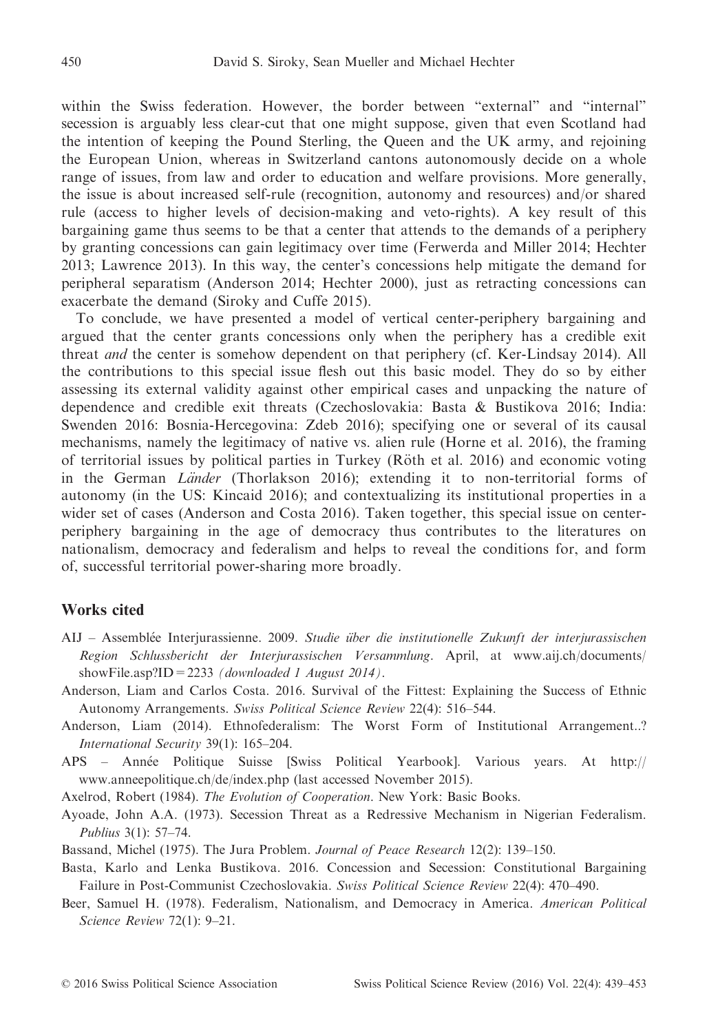within the Swiss federation. However, the border between "external" and "internal" secession is arguably less clear-cut that one might suppose, given that even Scotland had the intention of keeping the Pound Sterling, the Queen and the UK army, and rejoining the European Union, whereas in Switzerland cantons autonomously decide on a whole range of issues, from law and order to education and welfare provisions. More generally, the issue is about increased self-rule (recognition, autonomy and resources) and/or shared rule (access to higher levels of decision-making and veto-rights). A key result of this bargaining game thus seems to be that a center that attends to the demands of a periphery by granting concessions can gain legitimacy over time (Ferwerda and Miller 2014; Hechter 2013; Lawrence 2013). In this way, the center's concessions help mitigate the demand for peripheral separatism (Anderson 2014; Hechter 2000), just as retracting concessions can exacerbate the demand (Siroky and Cuffe 2015).

To conclude, we have presented a model of vertical center-periphery bargaining and argued that the center grants concessions only when the periphery has a credible exit threat *and* the center is somehow dependent on that periphery (cf. Ker-Lindsay 2014). All the contributions to this special issue flesh out this basic model. They do so by either assessing its external validity against other empirical cases and unpacking the nature of dependence and credible exit threats (Czechoslovakia: Basta & Bustikova 2016; India: Swenden 2016: Bosnia-Hercegovina: Zdeb 2016); specifying one or several of its causal mechanisms, namely the legitimacy of native vs. alien rule (Horne et al. 2016), the framing of territorial issues by political parties in Turkey (Röth et al. 2016) and economic voting in the German *Länder* (Thorlakson 2016); extending it to non-territorial forms of autonomy (in the US: Kincaid 2016); and contextualizing its institutional properties in a wider set of cases (Anderson and Costa 2016). Taken together, this special issue on center-periphery bargaining in the age of democracy thus contributes to the literatures on nationalism, democracy and federalism and helps to reveal the conditions for, and form of, successful territorial power-sharing more broadly.

## Works cited

AIJ – Assemblée Interjurassienne. 2009. *Studie über die institutionelle Zukunft der interjurassischen Region Schlussbericht der Interjurassischen Versammlung*. April, at www.aij.ch/documents/showFile.asp?ID = 2233 *(downloaded 1 August 2014)*.

Anderson, Liam and Carlos Costa. 2016. Survival of the Fittest: Explaining the Success of Ethnic Autonomy Arrangements. *Swiss Political Science Review* 22(4): 516–544.

Anderson, Liam (2014). Ethnofederalism: The Worst Form of Institutional Arrangement..? *International Security* 39(1): 165–204.

APS – Année Politique Suisse [Swiss Political Yearbook]. Various years. At http://www.anneepolitique.ch/de/index.php (last accessed November 2015).

Axelrod, Robert (1984). *The Evolution of Cooperation*. New York: Basic Books.

Ayoade, John A.A. (1973). Secession Threat as a Redressive Mechanism in Nigerian Federalism. *Publius* 3(1): 57–74.

Bassand, Michel (1975). The Jura Problem. *Journal of Peace Research* 12(2): 139–150.

Basta, Karlo and Lenka Bustikova. 2016. Concession and Secession: Constitutional Bargaining Failure in Post-Communist Czechoslovakia. *Swiss Political Science Review* 22(4): 470–490.

Beer, Samuel H. (1978). Federalism, Nationalism, and Democracy in America. *American Political Science Review* 72(1): 9–21.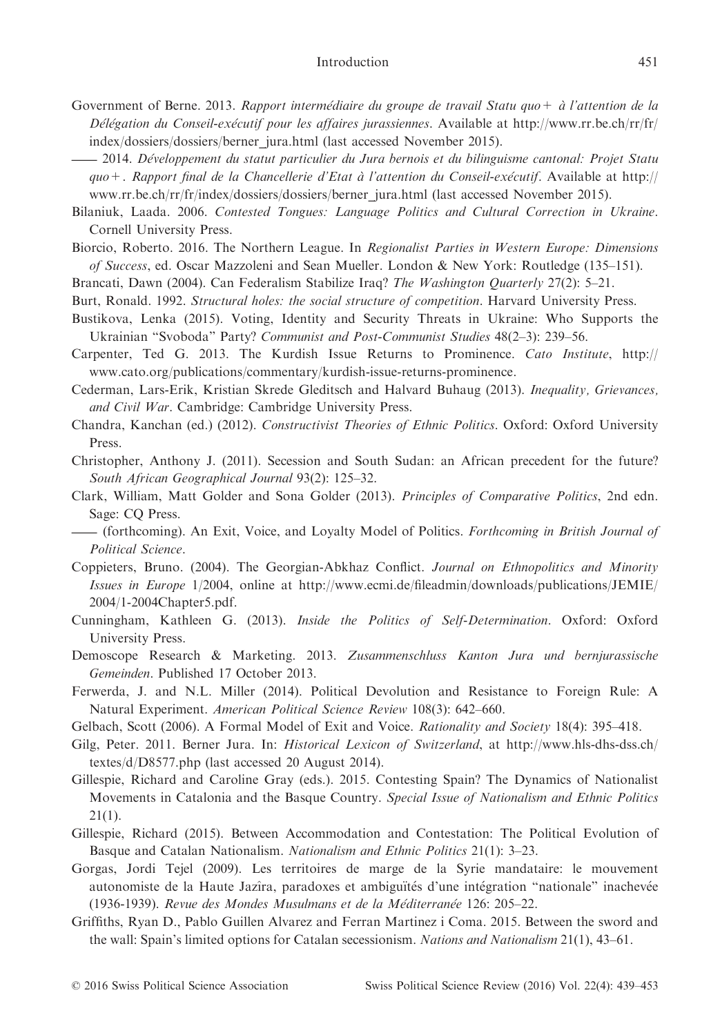Government of Berne. 2013. *Rapport intermédiaire du groupe de travail Statu quo+ à l'attention de la Délégation du Conseil-exécutif pour les affaires jurassiennes*. Available at http://www.rr.be.ch/rr/fr/index/dossiers/dossiers/berner_jura.html (last accessed November 2015).

—— 2014. *Développement du statut particulier du Jura bernois et du bilinguisme cantonal: Projet Statu quo+. Rapport final de la Chancellerie d'Etat à l'attention du Conseil-exécutif*. Available at http://www.rr.be.ch/rr/fr/index/dossiers/dossiers/berner_jura.html (last accessed November 2015).

Bilaniuk, Laada. 2006. *Contested Tongues: Language Politics and Cultural Correction in Ukraine*. Cornell University Press.

Biorcio, Roberto. 2016. The Northern League. In *Regionalist Parties in Western Europe: Dimensions of Success*, ed. Oscar Mazzoleni and Sean Mueller. London & New York: Routledge (135–151).

Brancati, Dawn (2004). Can Federalism Stabilize Iraq? *The Washington Quarterly* 27(2): 5–21.

Burt, Ronald. 1992. *Structural holes: the social structure of competition*. Harvard University Press.

Bustikova, Lenka (2015). Voting, Identity and Security Threats in Ukraine: Who Supports the Ukrainian "Svoboda" Party? *Communist and Post-Communist Studies* 48(2–3): 239–56.

Carpenter, Ted G. 2013. The Kurdish Issue Returns to Prominence. *Cato Institute*, http://www.cato.org/publications/commentary/kurdish-issue-returns-prominence.

Cederman, Lars-Erik, Kristian Skrede Gleditsch and Halvard Buhaug (2013). *Inequality, Grievances, and Civil War*. Cambridge: Cambridge University Press.

Chandra, Kanchan (ed.) (2012). *Constructivist Theories of Ethnic Politics*. Oxford: Oxford University Press.

Christopher, Anthony J. (2011). Secession and South Sudan: an African precedent for the future? *South African Geographical Journal* 93(2): 125–32.

Clark, William, Matt Golder and Sona Golder (2013). *Principles of Comparative Politics*, 2nd edn. Sage: CQ Press.

—— (forthcoming). An Exit, Voice, and Loyalty Model of Politics. *Forthcoming in British Journal of Political Science*.

Coppieters, Bruno. (2004). The Georgian-Abkhaz Conflict. *Journal on Ethnopolitics and Minority Issues in Europe* 1/2004, online at http://www.ecmi.de/fileadmin/downloads/publications/JEMIE/2004/1-2004Chapter5.pdf.

Cunningham, Kathleen G. (2013). *Inside the Politics of Self-Determination*. Oxford: Oxford University Press.

Demoscope Research & Marketing. 2013. *Zusammenschluss Kanton Jura und bernjurassische Gemeinden*. Published 17 October 2013.

Ferwerda, J. and N.L. Miller (2014). Political Devolution and Resistance to Foreign Rule: A Natural Experiment. *American Political Science Review* 108(3): 642–660.

Gelbach, Scott (2006). A Formal Model of Exit and Voice. *Rationality and Society* 18(4): 395–418.

Gilg, Peter. 2011. Berner Jura. In: *Historical Lexicon of Switzerland*, at http://www.hls-dhs-dss.ch/textes/d/D8577.php (last accessed 20 August 2014).

Gillespie, Richard and Caroline Gray (eds.). 2015. Contesting Spain? The Dynamics of Nationalist Movements in Catalonia and the Basque Country. *Special Issue of Nationalism and Ethnic Politics* 21(1).

Gillespie, Richard (2015). Between Accommodation and Contestation: The Political Evolution of Basque and Catalan Nationalism. *Nationalism and Ethnic Politics* 21(1): 3–23.

Gorgas, Jordi Tejel (2009). Les territoires de marge de la Syrie mandataire: le mouvement autonomiste de la Haute Jazîra, paradoxes et ambiguïtés d'une intégration "nationale" inachevée (1936-1939). *Revue des Mondes Musulmans et de la Méditerranée* 126: 205–22.

Griffiths, Ryan D., Pablo Guillen Alvarez and Ferran Martinez i Coma. 2015. Between the sword and the wall: Spain's limited options for Catalan secessionism. *Nations and Nationalism* 21(1), 43–61.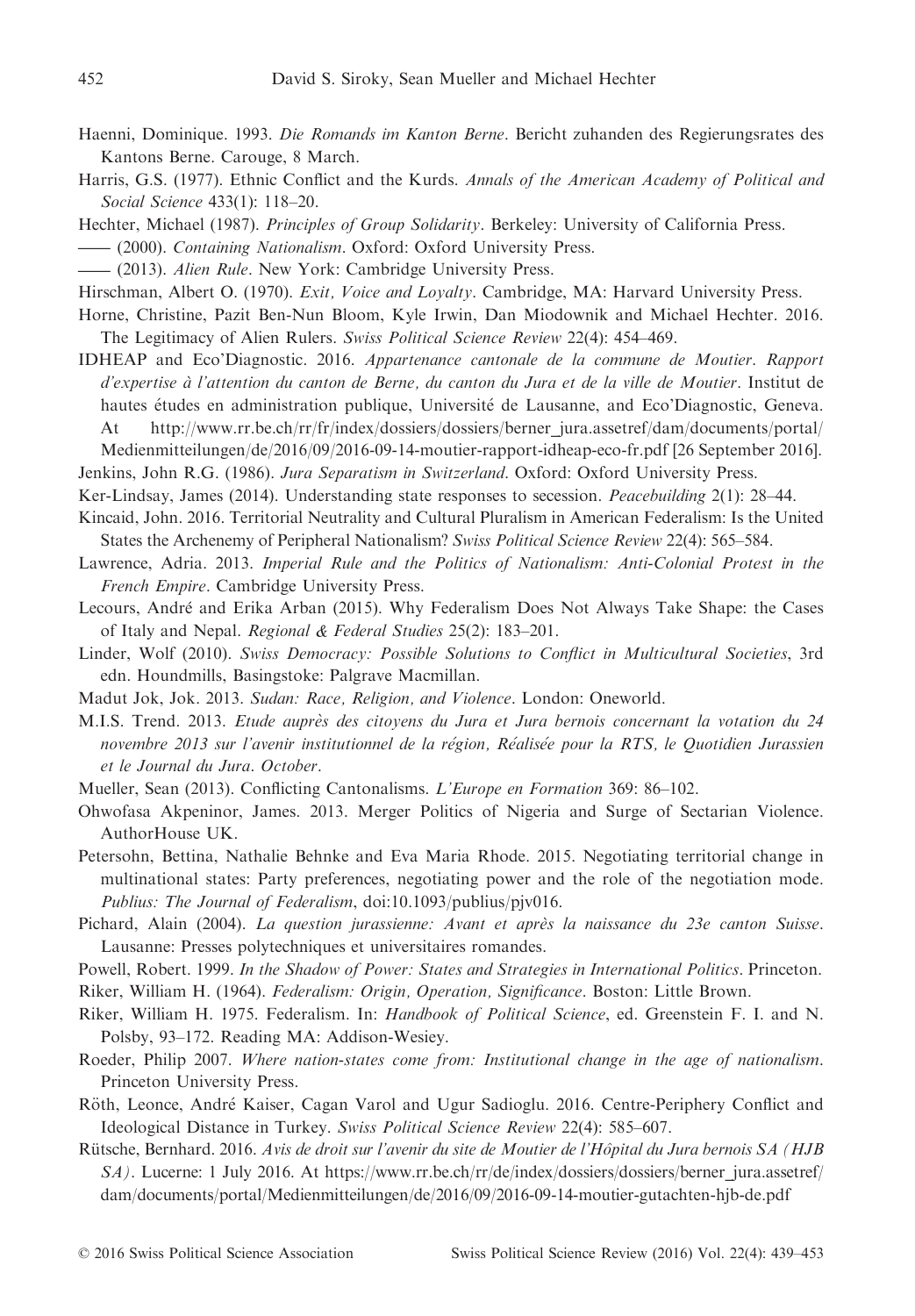Haenni, Dominique. 1993. *Die Romands im Kanton Berne*. Bericht zuhanden des Regierungsrates des Kantons Berne. Carouge, 8 March.

Harris, G.S. (1977). Ethnic Conflict and the Kurds. *Annals of the American Academy of Political and Social Science* 433(1): 118–20.

Hechter, Michael (1987). *Principles of Group Solidarity*. Berkeley: University of California Press.

—— (2000). *Containing Nationalism*. Oxford: Oxford University Press.

—— (2013). *Alien Rule*. New York: Cambridge University Press.

Hirschman, Albert O. (1970). *Exit, Voice and Loyalty*. Cambridge, MA: Harvard University Press.

Horne, Christine, Pazit Ben-Nun Bloom, Kyle Irwin, Dan Miodownik and Michael Hechter. 2016. The Legitimacy of Alien Rulers. *Swiss Political Science Review* 22(4): 454–469.

IDHEAP and Eco'Diagnostic. 2016. *Appartenance cantonale de la commune de Moutier. Rapport d'expertise à l'attention du canton de Berne, du canton du Jura et de la ville de Moutier*. Institut de hautes études en administration publique, Université de Lausanne, and Eco'Diagnostic, Geneva. At http://www.rr.be.ch/rr/fr/index/dossiers/dossiers/berner_jura.assetref/dam/documents/portal/Medienmitteilungen/de/2016/09/2016-09-14-moutier-rapport-idheap-eco-fr.pdf [26 September 2016].

Jenkins, John R.G. (1986). *Jura Separatism in Switzerland*. Oxford: Oxford University Press.

Ker-Lindsay, James (2014). Understanding state responses to secession. *Peacebuilding* 2(1): 28–44.

Kincaid, John. 2016. Territorial Neutrality and Cultural Pluralism in American Federalism: Is the United States the Archenemy of Peripheral Nationalism? *Swiss Political Science Review* 22(4): 565–584.

Lawrence, Adria. 2013. *Imperial Rule and the Politics of Nationalism: Anti-Colonial Protest in the French Empire*. Cambridge University Press.

Lecours, André and Erika Arban (2015). Why Federalism Does Not Always Take Shape: the Cases of Italy and Nepal. *Regional & Federal Studies* 25(2): 183–201.

Linder, Wolf (2010). *Swiss Democracy: Possible Solutions to Conflict in Multicultural Societies*, 3rd edn. Houndmills, Basingstoke: Palgrave Macmillan.

Madut Jok, Jok. 2013. *Sudan: Race, Religion, and Violence*. London: Oneworld.

M.I.S. Trend. 2013. *Etude auprès des citoyens du Jura et Jura bernois concernant la votation du 24 novembre 2013 sur l'avenir institutionnel de la région, Réalisée pour la RTS, le Quotidien Jurassien et le Journal du Jura. October*.

Mueller, Sean (2013). Conflicting Cantonalisms. *L'Europe en Formation* 369: 86–102.

Ohwofasa Akpeninor, James. 2013. Merger Politics of Nigeria and Surge of Sectarian Violence. AuthorHouse UK.

Petersohn, Bettina, Nathalie Behnke and Eva Maria Rhode. 2015. Negotiating territorial change in multinational states: Party preferences, negotiating power and the role of the negotiation mode. *Publius: The Journal of Federalism*, doi:10.1093/publius/pjv016.

Pichard, Alain (2004). *La question jurassienne: Avant et après la naissance du 23e canton Suisse*. Lausanne: Presses polytechniques et universitaires romandes.

Powell, Robert. 1999. *In the Shadow of Power: States and Strategies in International Politics*. Princeton.

Riker, William H. (1964). *Federalism: Origin, Operation, Significance*. Boston: Little Brown.

Riker, William H. 1975. Federalism. In: *Handbook of Political Science*, ed. Greenstein F. I. and N. Polsby, 93–172. Reading MA: Addison-Wesiey.

Roeder, Philip 2007. *Where nation-states come from: Institutional change in the age of nationalism*. Princeton University Press.

Röth, Leonce, André Kaiser, Cagan Varol and Ugur Sadioglu. 2016. Centre-Periphery Conflict and Ideological Distance in Turkey. *Swiss Political Science Review* 22(4): 585–607.

Rütsche, Bernhard. 2016. *Avis de droit sur l'avenir du site de Moutier de l'Hôpital du Jura bernois SA (HJB SA)*. Lucerne: 1 July 2016. At https://www.rr.be.ch/rr/de/index/dossiers/dossiers/berner_jura.assetref/dam/documents/portal/Medienmitteilungen/de/2016/09/2016-09-14-moutier-gutachten-hjb-de.pdf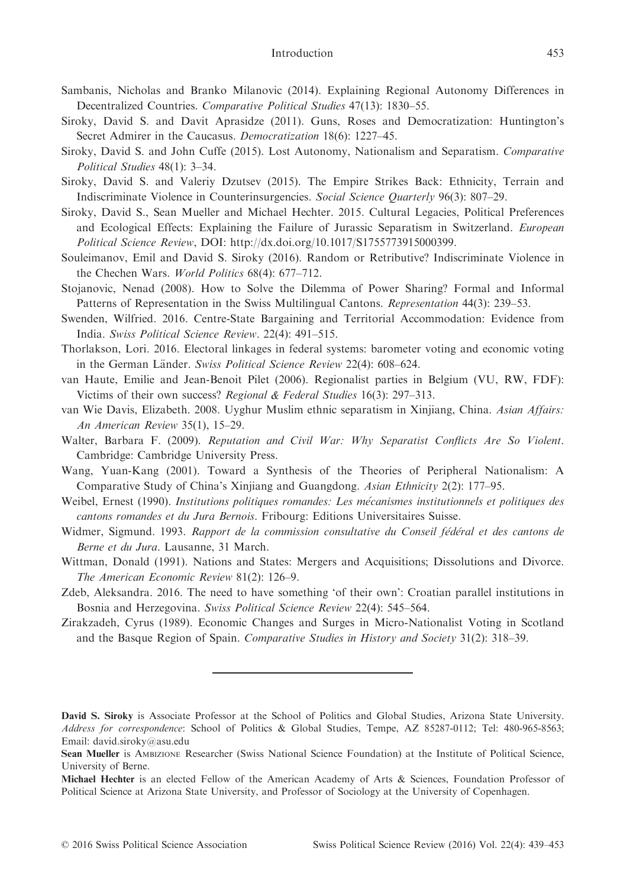Sambanis, Nicholas and Branko Milanovic (2014). Explaining Regional Autonomy Differences in Decentralized Countries. *Comparative Political Studies* 47(13): 1830–55.

Siroky, David S. and Davit Aprasidze (2011). Guns, Roses and Democratization: Huntington's Secret Admirer in the Caucasus. *Democratization* 18(6): 1227–45.

Siroky, David S. and John Cuffe (2015). Lost Autonomy, Nationalism and Separatism. *Comparative Political Studies* 48(1): 3–34.

Siroky, David S. and Valeriy Dzutsev (2015). The Empire Strikes Back: Ethnicity, Terrain and Indiscriminate Violence in Counterinsurgencies. *Social Science Quarterly* 96(3): 807–29.

Siroky, David S., Sean Mueller and Michael Hechter. 2015. Cultural Legacies, Political Preferences and Ecological Effects: Explaining the Failure of Jurassic Separatism in Switzerland. *European Political Science Review*, DOI: http://dx.doi.org/10.1017/S1755773915000399.

Souleimanov, Emil and David S. Siroky (2016). Random or Retributive? Indiscriminate Violence in the Chechen Wars. *World Politics* 68(4): 677–712.

Stojanovic, Nenad (2008). How to Solve the Dilemma of Power Sharing? Formal and Informal Patterns of Representation in the Swiss Multilingual Cantons. *Representation* 44(3): 239–53.

Swenden, Wilfried. 2016. Centre-State Bargaining and Territorial Accommodation: Evidence from India. *Swiss Political Science Review*. 22(4): 491–515.

Thorlakson, Lori. 2016. Electoral linkages in federal systems: barometer voting and economic voting in the German Länder. *Swiss Political Science Review* 22(4): 608–624.

van Haute, Emilie and Jean-Benoit Pilet (2006). Regionalist parties in Belgium (VU, RW, FDF): Victims of their own success? *Regional & Federal Studies* 16(3): 297–313.

van Wie Davis, Elizabeth. 2008. Uyghur Muslim ethnic separatism in Xinjiang, China. *Asian Affairs: An American Review* 35(1), 15–29.

Walter, Barbara F. (2009). *Reputation and Civil War: Why Separatist Conflicts Are So Violent*. Cambridge: Cambridge University Press.

Wang, Yuan-Kang (2001). Toward a Synthesis of the Theories of Peripheral Nationalism: A Comparative Study of China's Xinjiang and Guangdong. *Asian Ethnicity* 2(2): 177–95.

Weibel, Ernest (1990). *Institutions politiques romandes: Les mécanismes institutionnels et politiques des cantons romandes et du Jura Bernois*. Fribourg: Editions Universitaires Suisse.

Widmer, Sigmund. 1993. *Rapport de la commission consultative du Conseil fédéral et des cantons de Berne et du Jura*. Lausanne, 31 March.

Wittman, Donald (1991). Nations and States: Mergers and Acquisitions; Dissolutions and Divorce. *The American Economic Review* 81(2): 126–9.

Zdeb, Aleksandra. 2016. The need to have something 'of their own': Croatian parallel institutions in Bosnia and Herzegovina. *Swiss Political Science Review* 22(4): 545–564.

Zirakzadeh, Cyrus (1989). Economic Changes and Surges in Micro-Nationalist Voting in Scotland and the Basque Region of Spain. *Comparative Studies in History and Society* 31(2): 318–39.

---

**David S. Siroky** is Associate Professor at the School of Politics and Global Studies, Arizona State University. *Address for correspondence*: School of Politics & Global Studies, Tempe, AZ 85287-0112; Tel: 480-965-8563; Email: david.siroky@asu.edu

**Sean Mueller** is AMBIZIONE Researcher (Swiss National Science Foundation) at the Institute of Political Science, University of Berne.

**Michael Hechter** is an elected Fellow of the American Academy of Arts & Sciences, Foundation Professor of Political Science at Arizona State University, and Professor of Sociology at the University of Copenhagen.